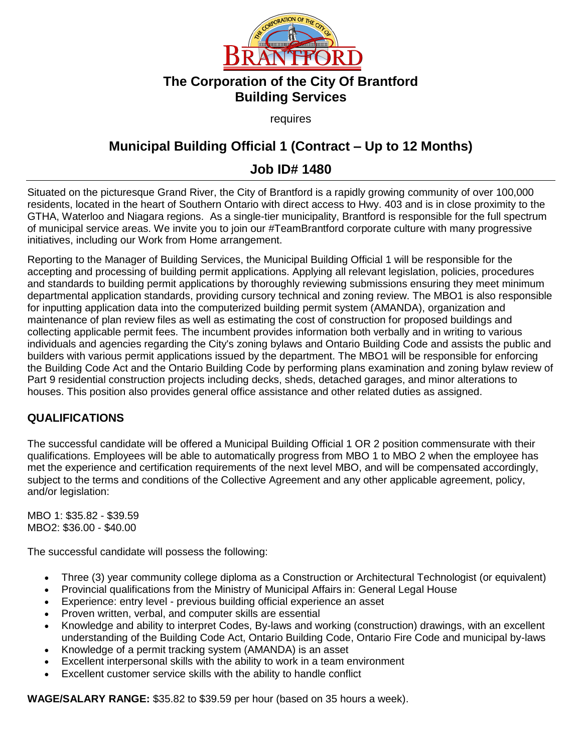# The Corporation of the City Of Brantford
# Building Services

requires

## Municipal Building Official 1 (Contract – Up to 12 Months)

## Job ID# 1480

Situated on the picturesque Grand River, the City of Brantford is a rapidly growing community of over 100,000 residents, located in the heart of Southern Ontario with direct access to Hwy. 403 and is in close proximity to the GTHA, Waterloo and Niagara regions. As a single-tier municipality, Brantford is responsible for the full spectrum of municipal service areas. We invite you to join our #TeamBrantford corporate culture with many progressive initiatives, including our Work from Home arrangement.

Reporting to the Manager of Building Services, the Municipal Building Official 1 will be responsible for the accepting and processing of building permit applications. Applying all relevant legislation, policies, procedures and standards to building permit applications by thoroughly reviewing submissions ensuring they meet minimum departmental application standards, providing cursory technical and zoning review. The MBO1 is also responsible for inputting application data into the computerized building permit system (AMANDA), organization and maintenance of plan review files as well as estimating the cost of construction for proposed buildings and collecting applicable permit fees. The incumbent provides information both verbally and in writing to various individuals and agencies regarding the City's zoning bylaws and Ontario Building Code and assists the public and builders with various permit applications issued by the department. The MBO1 will be responsible for enforcing the Building Code Act and the Ontario Building Code by performing plans examination and zoning bylaw review of Part 9 residential construction projects including decks, sheds, detached garages, and minor alterations to houses. This position also provides general office assistance and other related duties as assigned.

### QUALIFICATIONS

The successful candidate will be offered a Municipal Building Official 1 OR 2 position commensurate with their qualifications. Employees will be able to automatically progress from MBO 1 to MBO 2 when the employee has met the experience and certification requirements of the next level MBO, and will be compensated accordingly, subject to the terms and conditions of the Collective Agreement and any other applicable agreement, policy, and/or legislation:

MBO 1: $35.82 - $39.59
MBO2: $36.00 - $40.00

The successful candidate will possess the following:

- Three (3) year community college diploma as a Construction or Architectural Technologist (or equivalent)
- Provincial qualifications from the Ministry of Municipal Affairs in: General Legal House
- Experience: entry level - previous building official experience an asset
- Proven written, verbal, and computer skills are essential
- Knowledge and ability to interpret Codes, By-laws and working (construction) drawings, with an excellent understanding of the Building Code Act, Ontario Building Code, Ontario Fire Code and municipal by-laws
- Knowledge of a permit tracking system (AMANDA) is an asset
- Excellent interpersonal skills with the ability to work in a team environment
- Excellent customer service skills with the ability to handle conflict

**WAGE/SALARY RANGE:** $35.82 to $39.59 per hour (based on 35 hours a week).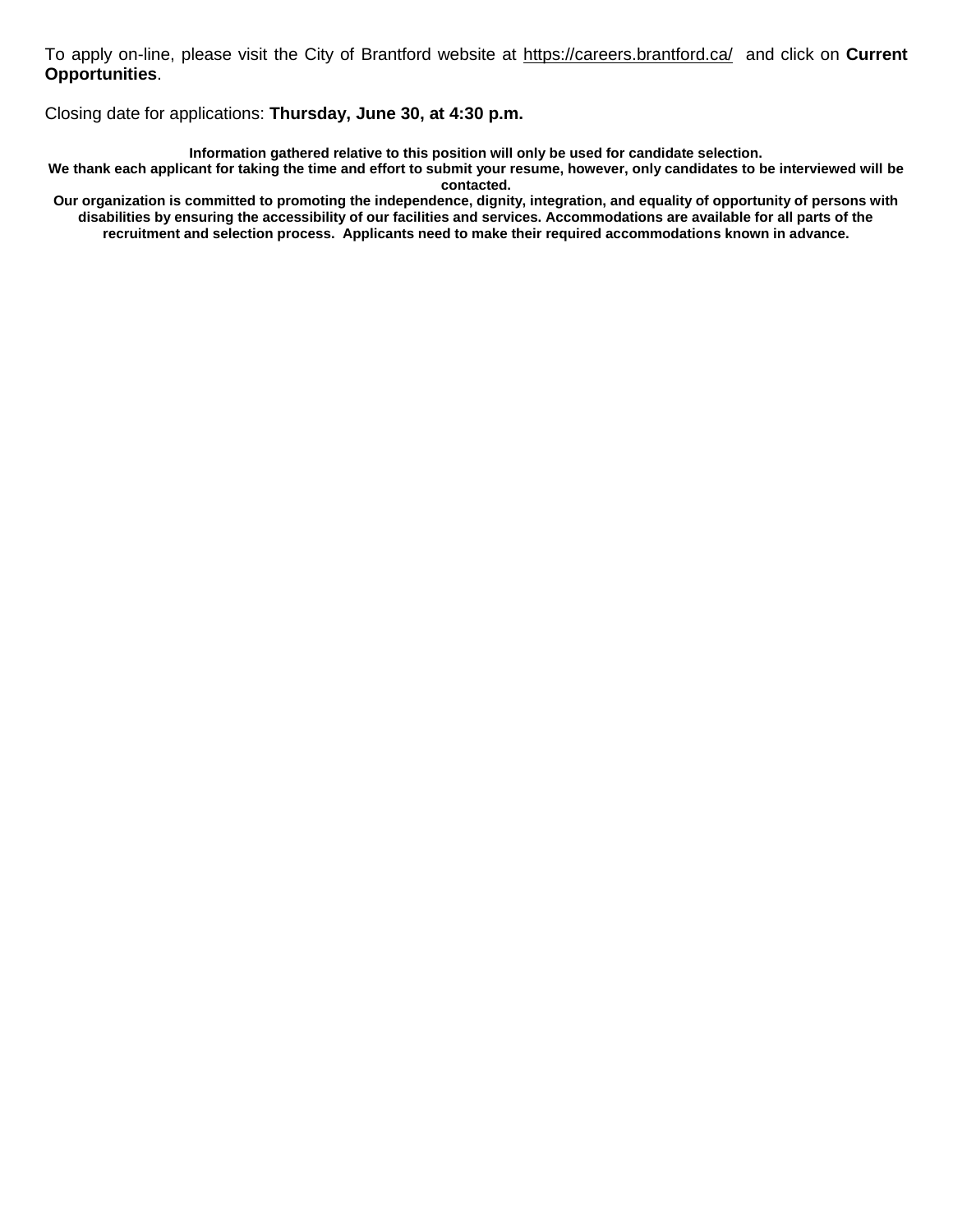To apply on-line, please visit the City of Brantford website at https://careers.brantford.ca/ and click on **Current Opportunities**.

Closing date for applications: **Thursday, June 30, at 4:30 p.m.**

**Information gathered relative to this position will only be used for candidate selection.**
**We thank each applicant for taking the time and effort to submit your resume, however, only candidates to be interviewed will be contacted.**
**Our organization is committed to promoting the independence, dignity, integration, and equality of opportunity of persons with disabilities by ensuring the accessibility of our facilities and services. Accommodations are available for all parts of the recruitment and selection process. Applicants need to make their required accommodations known in advance.**